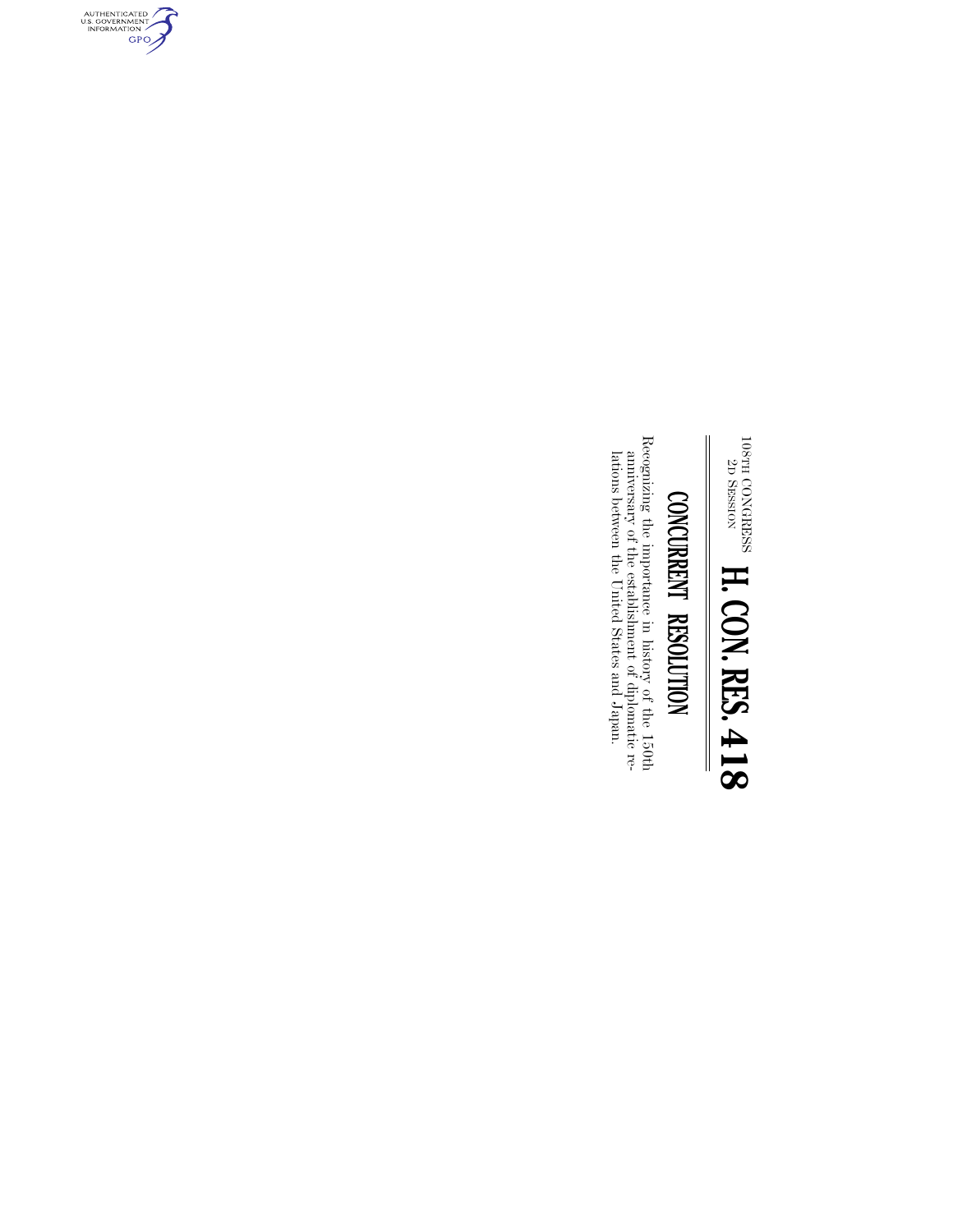108TH CONGRESS
2D SESSION

# H. CON. RES. 418

## CONCURRENT RESOLUTION

Recognizing the importance in history of the 150th anniversary of the establishment of diplomatic relations between the United States and Japan.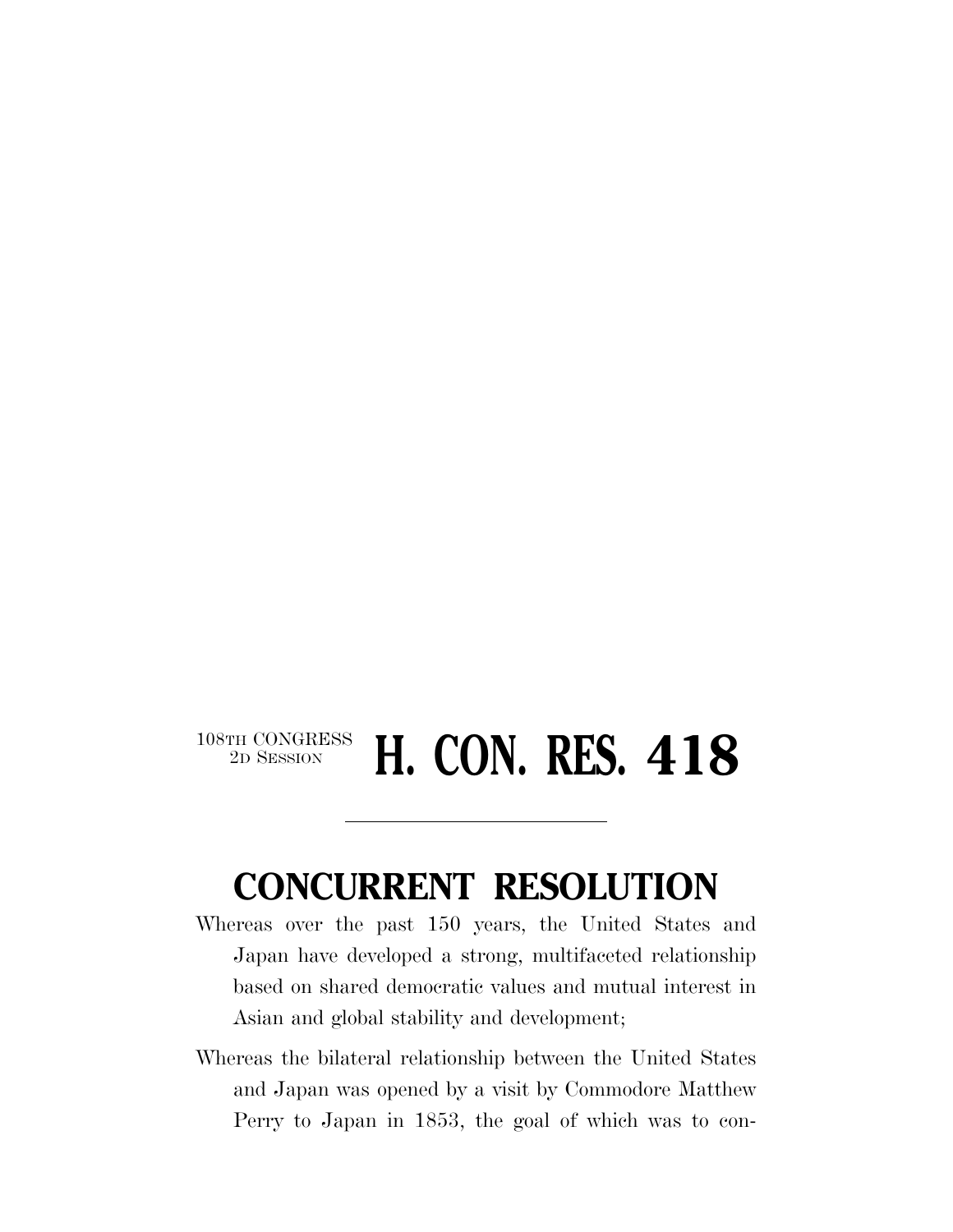108TH CONGRESS
2D SESSION

# H. CON. RES. 418

---

## CONCURRENT RESOLUTION

Whereas over the past 150 years, the United States and Japan have developed a strong, multifaceted relationship based on shared democratic values and mutual interest in Asian and global stability and development;

Whereas the bilateral relationship between the United States and Japan was opened by a visit by Commodore Matthew Perry to Japan in 1853, the goal of which was to con-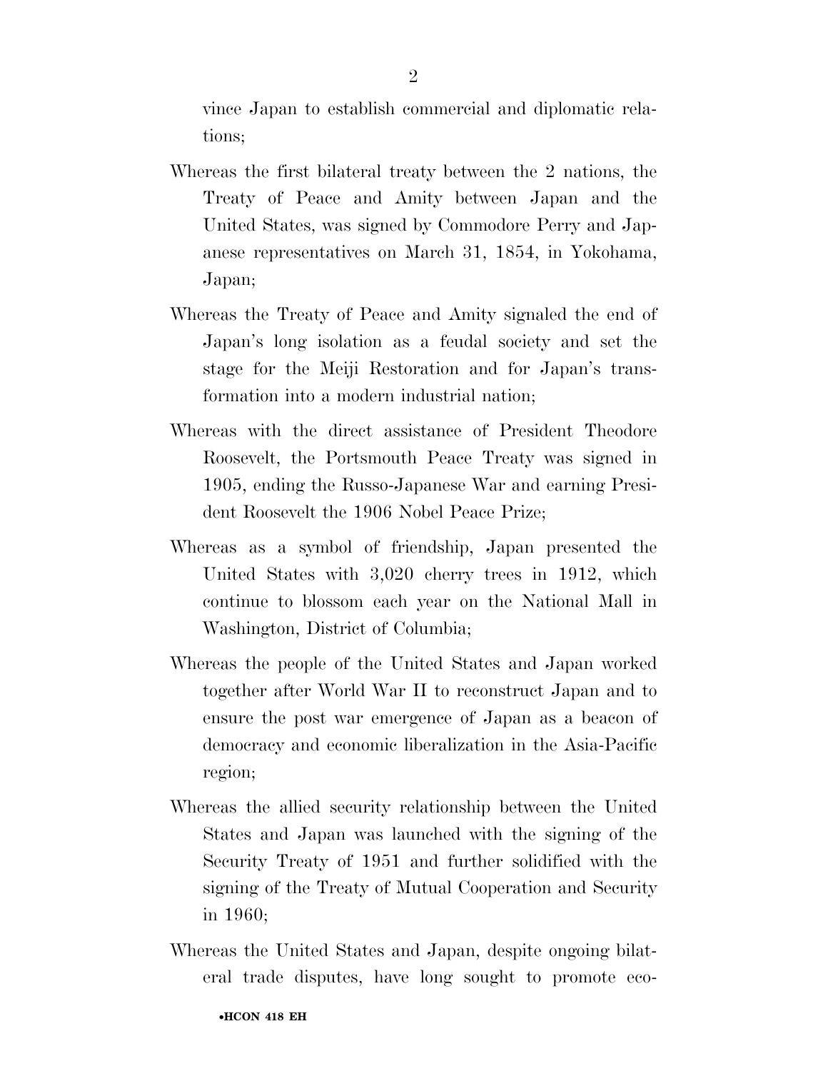vince Japan to establish commercial and diplomatic relations;

Whereas the first bilateral treaty between the 2 nations, the Treaty of Peace and Amity between Japan and the United States, was signed by Commodore Perry and Japanese representatives on March 31, 1854, in Yokohama, Japan;

Whereas the Treaty of Peace and Amity signaled the end of Japan's long isolation as a feudal society and set the stage for the Meiji Restoration and for Japan's transformation into a modern industrial nation;

Whereas with the direct assistance of President Theodore Roosevelt, the Portsmouth Peace Treaty was signed in 1905, ending the Russo-Japanese War and earning President Roosevelt the 1906 Nobel Peace Prize;

Whereas as a symbol of friendship, Japan presented the United States with 3,020 cherry trees in 1912, which continue to blossom each year on the National Mall in Washington, District of Columbia;

Whereas the people of the United States and Japan worked together after World War II to reconstruct Japan and to ensure the post war emergence of Japan as a beacon of democracy and economic liberalization in the Asia-Pacific region;

Whereas the allied security relationship between the United States and Japan was launched with the signing of the Security Treaty of 1951 and further solidified with the signing of the Treaty of Mutual Cooperation and Security in 1960;

Whereas the United States and Japan, despite ongoing bilateral trade disputes, have long sought to promote eco-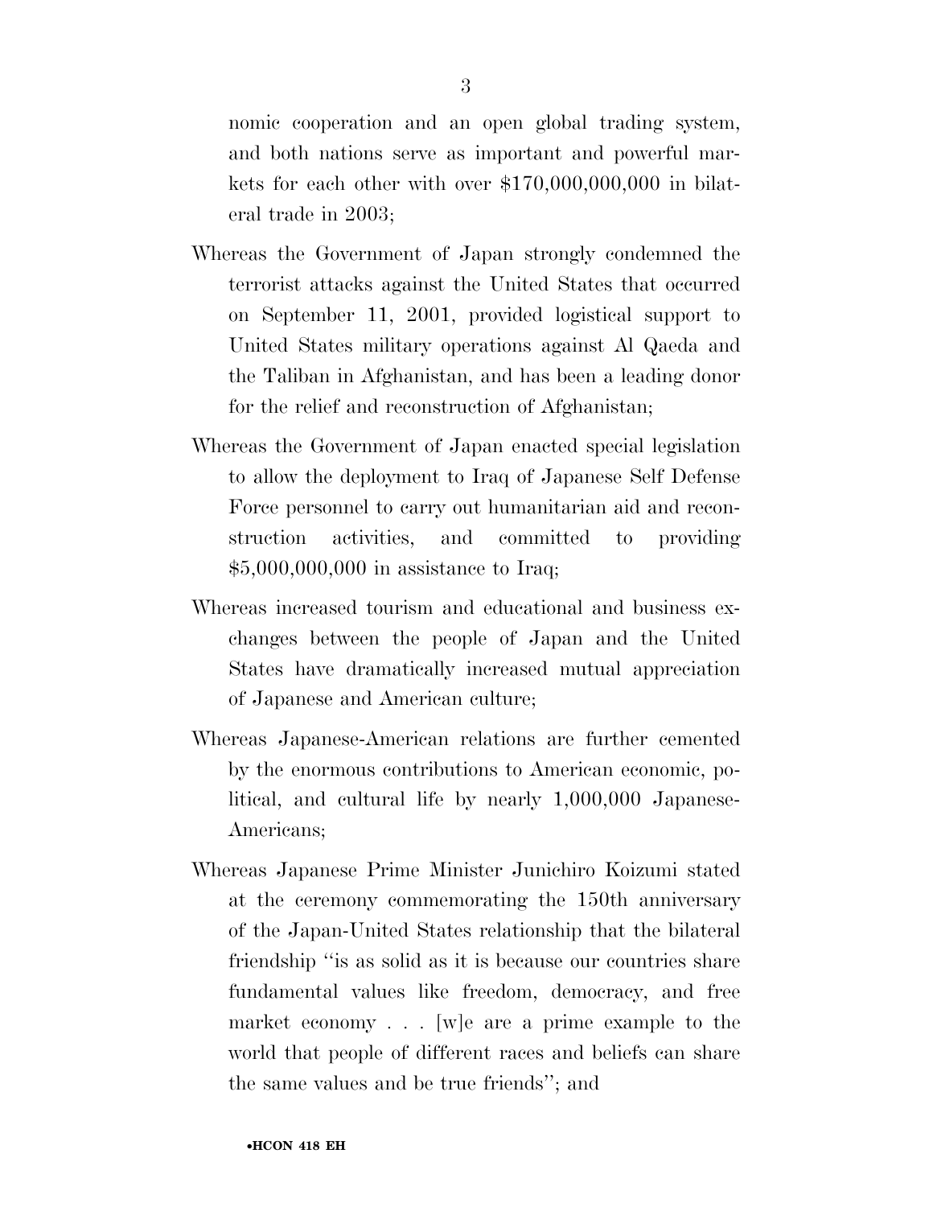nomic cooperation and an open global trading system, and both nations serve as important and powerful markets for each other with over $170,000,000,000 in bilateral trade in 2003;

Whereas the Government of Japan strongly condemned the terrorist attacks against the United States that occurred on September 11, 2001, provided logistical support to United States military operations against Al Qaeda and the Taliban in Afghanistan, and has been a leading donor for the relief and reconstruction of Afghanistan;

Whereas the Government of Japan enacted special legislation to allow the deployment to Iraq of Japanese Self Defense Force personnel to carry out humanitarian aid and reconstruction activities, and committed to providing $5,000,000,000 in assistance to Iraq;

Whereas increased tourism and educational and business exchanges between the people of Japan and the United States have dramatically increased mutual appreciation of Japanese and American culture;

Whereas Japanese-American relations are further cemented by the enormous contributions to American economic, political, and cultural life by nearly 1,000,000 Japanese-Americans;

Whereas Japanese Prime Minister Junichiro Koizumi stated at the ceremony commemorating the 150th anniversary of the Japan-United States relationship that the bilateral friendship ''is as solid as it is because our countries share fundamental values like freedom, democracy, and free market economy . . . [w]e are a prime example to the world that people of different races and beliefs can share the same values and be true friends''; and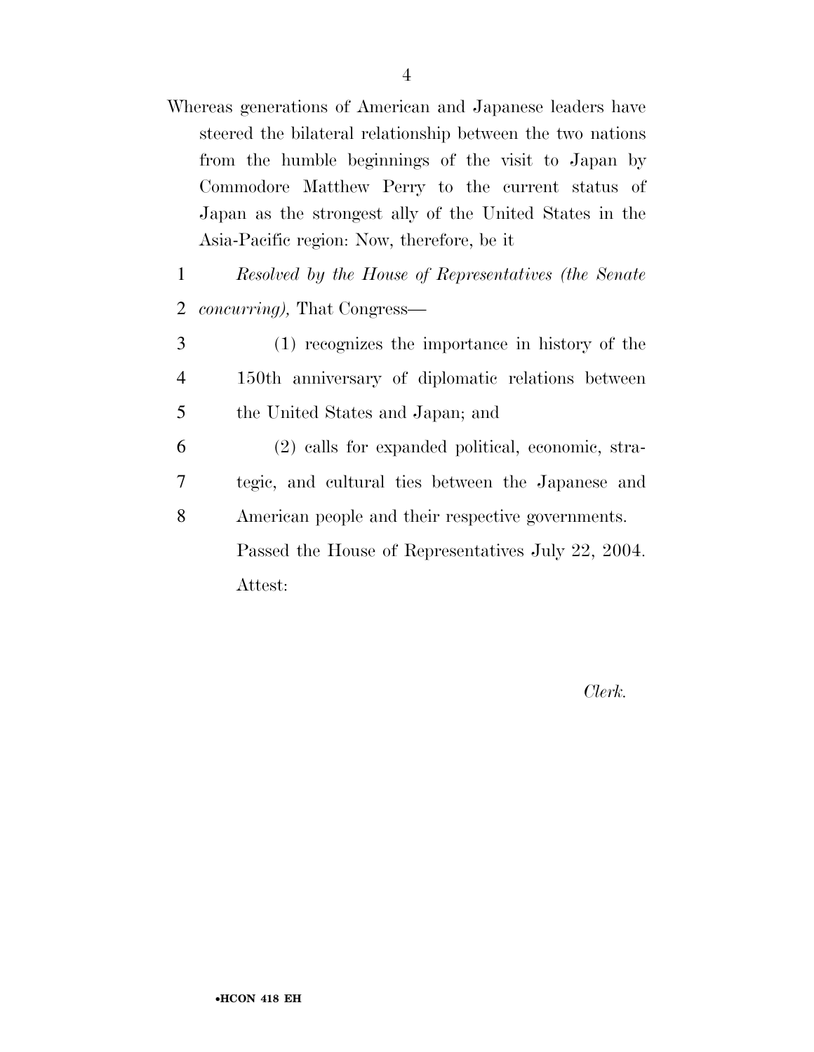Whereas generations of American and Japanese leaders have steered the bilateral relationship between the two nations from the humble beginnings of the visit to Japan by Commodore Matthew Perry to the current status of Japan as the strongest ally of the United States in the Asia-Pacific region: Now, therefore, be it

*Resolved by the House of Representatives (the Senate concurring),* That Congress—

(1) recognizes the importance in history of the 150th anniversary of diplomatic relations between the United States and Japan; and

(2) calls for expanded political, economic, strategic, and cultural ties between the Japanese and American people and their respective governments.

Passed the House of Representatives July 22, 2004.

Attest:

*Clerk.*